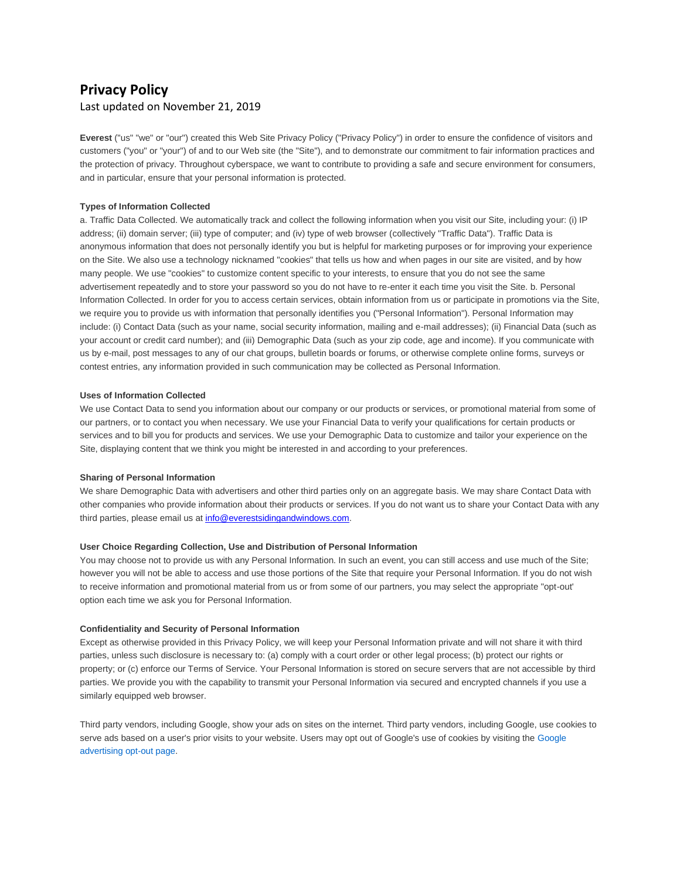# Privacy Policy

Last updated on November 21, 2019

**Everest** ("us" "we" or "our") created this Web Site Privacy Policy ("Privacy Policy") in order to ensure the confidence of visitors and customers ("you" or "your") of and to our Web site (the "Site"), and to demonstrate our commitment to fair information practices and the protection of privacy. Throughout cyberspace, we want to contribute to providing a safe and secure environment for consumers, and in particular, ensure that your personal information is protected.

**Types of Information Collected**

a. Traffic Data Collected. We automatically track and collect the following information when you visit our Site, including your: (i) IP address; (ii) domain server; (iii) type of computer; and (iv) type of web browser (collectively "Traffic Data"). Traffic Data is anonymous information that does not personally identify you but is helpful for marketing purposes or for improving your experience on the Site. We also use a technology nicknamed "cookies" that tells us how and when pages in our site are visited, and by how many people. We use "cookies" to customize content specific to your interests, to ensure that you do not see the same advertisement repeatedly and to store your password so you do not have to re-enter it each time you visit the Site. b. Personal Information Collected. In order for you to access certain services, obtain information from us or participate in promotions via the Site, we require you to provide us with information that personally identifies you ("Personal Information"). Personal Information may include: (i) Contact Data (such as your name, social security information, mailing and e-mail addresses); (ii) Financial Data (such as your account or credit card number); and (iii) Demographic Data (such as your zip code, age and income). If you communicate with us by e-mail, post messages to any of our chat groups, bulletin boards or forums, or otherwise complete online forms, surveys or contest entries, any information provided in such communication may be collected as Personal Information.

**Uses of Information Collected**

We use Contact Data to send you information about our company or our products or services, or promotional material from some of our partners, or to contact you when necessary. We use your Financial Data to verify your qualifications for certain products or services and to bill you for products and services. We use your Demographic Data to customize and tailor your experience on the Site, displaying content that we think you might be interested in and according to your preferences.

**Sharing of Personal Information**

We share Demographic Data with advertisers and other third parties only on an aggregate basis. We may share Contact Data with other companies who provide information about their products or services. If you do not want us to share your Contact Data with any third parties, please email us at info@everestsidingandwindows.com.

**User Choice Regarding Collection, Use and Distribution of Personal Information**

You may choose not to provide us with any Personal Information. In such an event, you can still access and use much of the Site; however you will not be able to access and use those portions of the Site that require your Personal Information. If you do not wish to receive information and promotional material from us or from some of our partners, you may select the appropriate "opt-out' option each time we ask you for Personal Information.

**Confidentiality and Security of Personal Information**

Except as otherwise provided in this Privacy Policy, we will keep your Personal Information private and will not share it with third parties, unless such disclosure is necessary to: (a) comply with a court order or other legal process; (b) protect our rights or property; or (c) enforce our Terms of Service. Your Personal Information is stored on secure servers that are not accessible by third parties. We provide you with the capability to transmit your Personal Information via secured and encrypted channels if you use a similarly equipped web browser.

Third party vendors, including Google, show your ads on sites on the internet. Third party vendors, including Google, use cookies to serve ads based on a user's prior visits to your website. Users may opt out of Google's use of cookies by visiting the Google advertising opt-out page.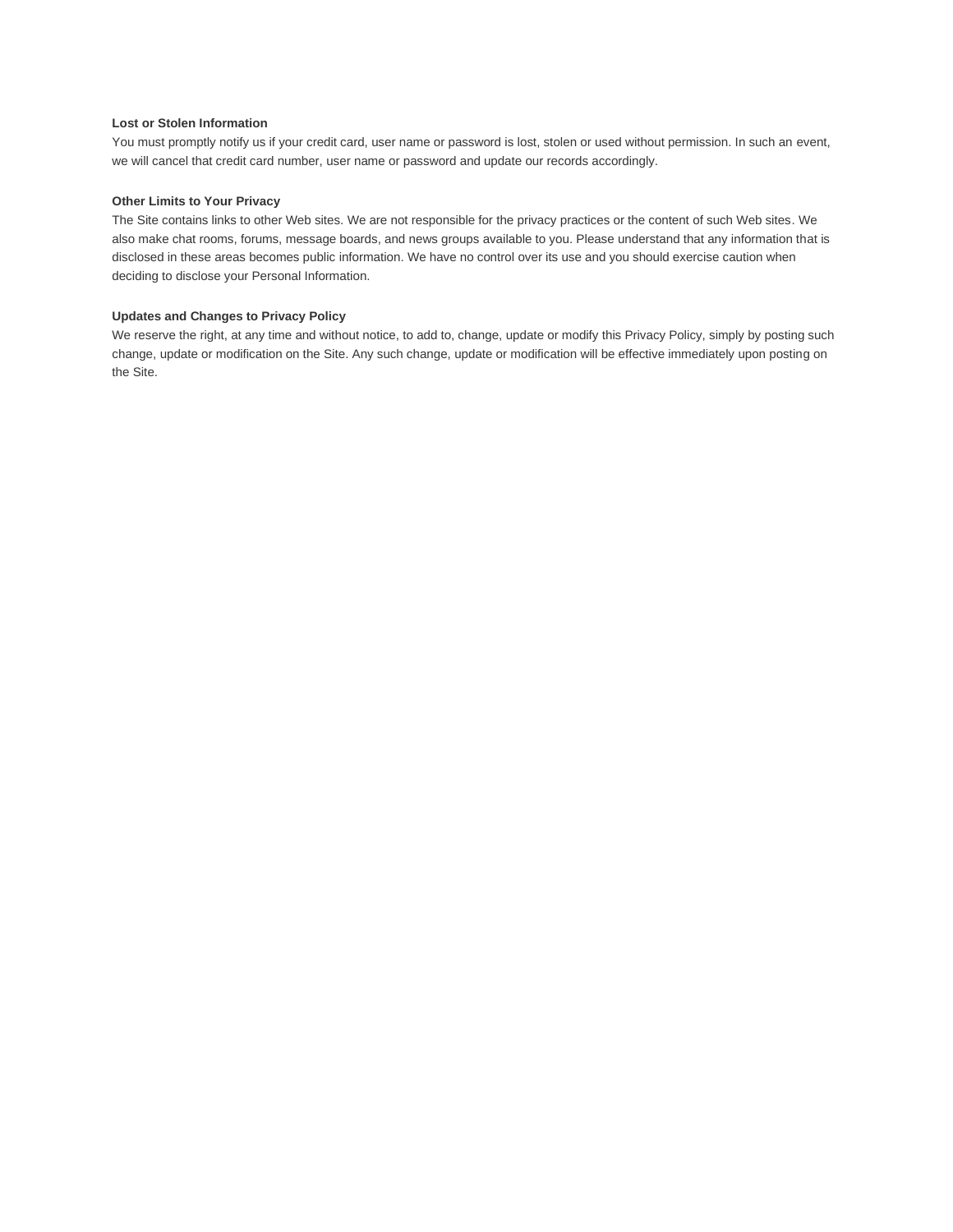**Lost or Stolen Information**

You must promptly notify us if your credit card, user name or password is lost, stolen or used without permission. In such an event, we will cancel that credit card number, user name or password and update our records accordingly.

**Other Limits to Your Privacy**

The Site contains links to other Web sites. We are not responsible for the privacy practices or the content of such Web sites. We also make chat rooms, forums, message boards, and news groups available to you. Please understand that any information that is disclosed in these areas becomes public information. We have no control over its use and you should exercise caution when deciding to disclose your Personal Information.

**Updates and Changes to Privacy Policy**

We reserve the right, at any time and without notice, to add to, change, update or modify this Privacy Policy, simply by posting such change, update or modification on the Site. Any such change, update or modification will be effective immediately upon posting on the Site.